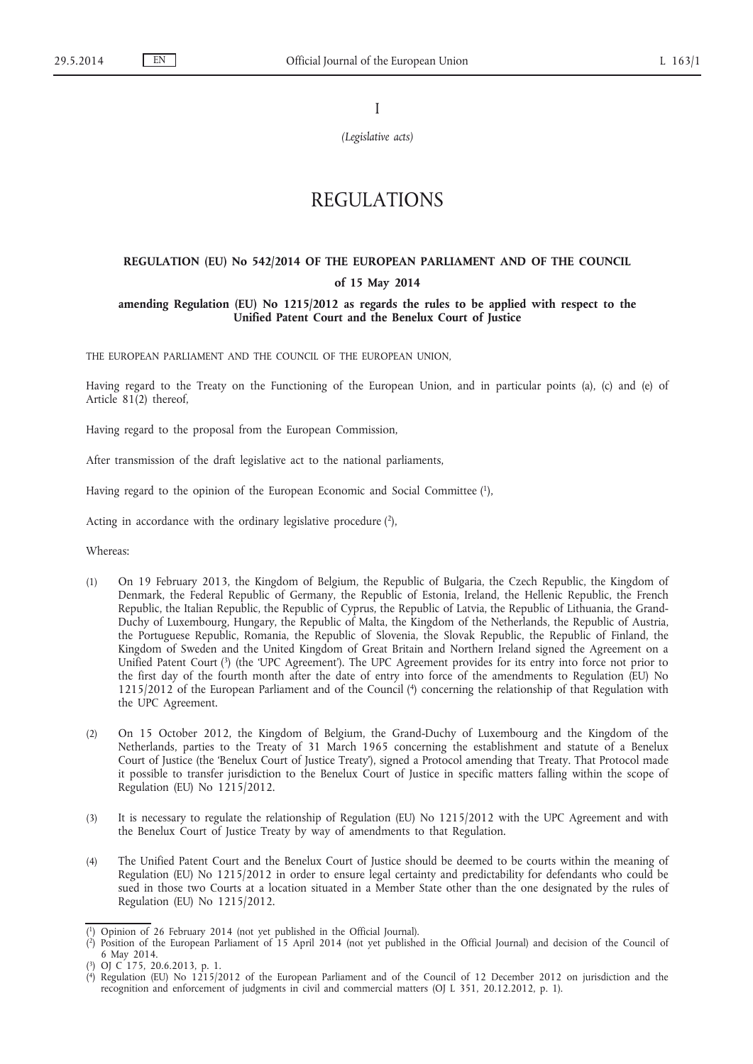I

*(Legislative acts)*

# REGULATIONS

## REGULATION (EU) No 542/2014 OF THE EUROPEAN PARLIAMENT AND OF THE COUNCIL

### of 15 May 2014

### amending Regulation (EU) No 1215/2012 as regards the rules to be applied with respect to the Unified Patent Court and the Benelux Court of Justice

THE EUROPEAN PARLIAMENT AND THE COUNCIL OF THE EUROPEAN UNION,

Having regard to the Treaty on the Functioning of the European Union, and in particular points (a), (c) and (e) of Article 81(2) thereof,

Having regard to the proposal from the European Commission,

After transmission of the draft legislative act to the national parliaments,

Having regard to the opinion of the European Economic and Social Committee [1],

Acting in accordance with the ordinary legislative procedure [2],

Whereas:

(1) On 19 February 2013, the Kingdom of Belgium, the Republic of Bulgaria, the Czech Republic, the Kingdom of Denmark, the Federal Republic of Germany, the Republic of Estonia, Ireland, the Hellenic Republic, the French Republic, the Italian Republic, the Republic of Cyprus, the Republic of Latvia, the Republic of Lithuania, the Grand-Duchy of Luxembourg, Hungary, the Republic of Malta, the Kingdom of the Netherlands, the Republic of Austria, the Portuguese Republic, Romania, the Republic of Slovenia, the Slovak Republic, the Republic of Finland, the Kingdom of Sweden and the United Kingdom of Great Britain and Northern Ireland signed the Agreement on a Unified Patent Court [3] (the 'UPC Agreement'). The UPC Agreement provides for its entry into force not prior to the first day of the fourth month after the date of entry into force of the amendments to Regulation (EU) No 1215/2012 of the European Parliament and of the Council [4] concerning the relationship of that Regulation with the UPC Agreement.

(2) On 15 October 2012, the Kingdom of Belgium, the Grand-Duchy of Luxembourg and the Kingdom of the Netherlands, parties to the Treaty of 31 March 1965 concerning the establishment and statute of a Benelux Court of Justice (the 'Benelux Court of Justice Treaty'), signed a Protocol amending that Treaty. That Protocol made it possible to transfer jurisdiction to the Benelux Court of Justice in specific matters falling within the scope of Regulation (EU) No 1215/2012.

(3) It is necessary to regulate the relationship of Regulation (EU) No 1215/2012 with the UPC Agreement and with the Benelux Court of Justice Treaty by way of amendments to that Regulation.

(4) The Unified Patent Court and the Benelux Court of Justice should be deemed to be courts within the meaning of Regulation (EU) No 1215/2012 in order to ensure legal certainty and predictability for defendants who could be sued in those two Courts at a location situated in a Member State other than the one designated by the rules of Regulation (EU) No 1215/2012.

---

[1] Opinion of 26 February 2014 (not yet published in the Official Journal).

[2] Position of the European Parliament of 15 April 2014 (not yet published in the Official Journal) and decision of the Council of 6 May 2014.

[3] OJ C 175, 20.6.2013, p. 1.

[4] Regulation (EU) No 1215/2012 of the European Parliament and of the Council of 12 December 2012 on jurisdiction and the recognition and enforcement of judgments in civil and commercial matters (OJ L 351, 20.12.2012, p. 1).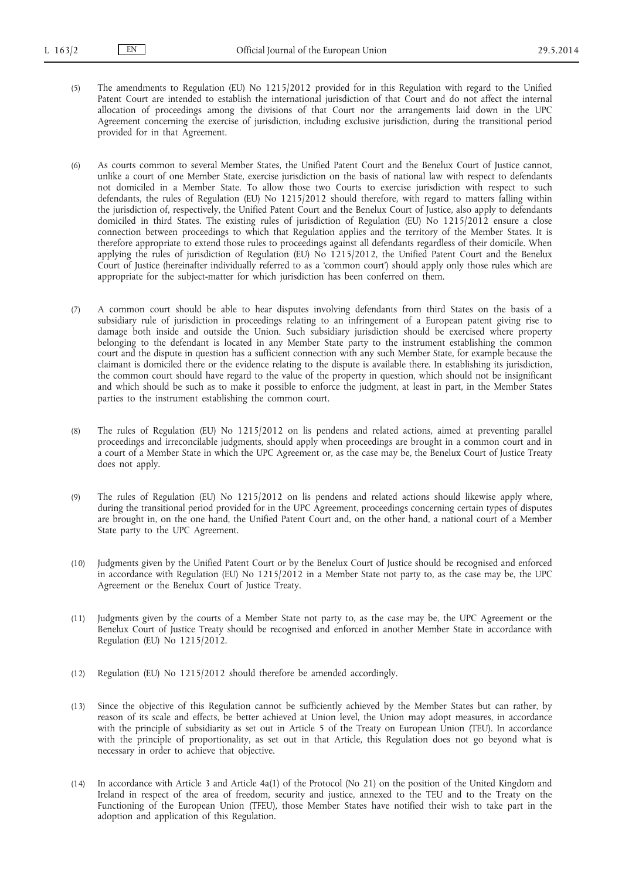(5) The amendments to Regulation (EU) No 1215/2012 provided for in this Regulation with regard to the Unified Patent Court are intended to establish the international jurisdiction of that Court and do not affect the internal allocation of proceedings among the divisions of that Court nor the arrangements laid down in the UPC Agreement concerning the exercise of jurisdiction, including exclusive jurisdiction, during the transitional period provided for in that Agreement.

(6) As courts common to several Member States, the Unified Patent Court and the Benelux Court of Justice cannot, unlike a court of one Member State, exercise jurisdiction on the basis of national law with respect to defendants not domiciled in a Member State. To allow those two Courts to exercise jurisdiction with respect to such defendants, the rules of Regulation (EU) No 1215/2012 should therefore, with regard to matters falling within the jurisdiction of, respectively, the Unified Patent Court and the Benelux Court of Justice, also apply to defendants domiciled in third States. The existing rules of jurisdiction of Regulation (EU) No 1215/2012 ensure a close connection between proceedings to which that Regulation applies and the territory of the Member States. It is therefore appropriate to extend those rules to proceedings against all defendants regardless of their domicile. When applying the rules of jurisdiction of Regulation (EU) No 1215/2012, the Unified Patent Court and the Benelux Court of Justice (hereinafter individually referred to as a 'common court') should apply only those rules which are appropriate for the subject-matter for which jurisdiction has been conferred on them.

(7) A common court should be able to hear disputes involving defendants from third States on the basis of a subsidiary rule of jurisdiction in proceedings relating to an infringement of a European patent giving rise to damage both inside and outside the Union. Such subsidiary jurisdiction should be exercised where property belonging to the defendant is located in any Member State party to the instrument establishing the common court and the dispute in question has a sufficient connection with any such Member State, for example because the claimant is domiciled there or the evidence relating to the dispute is available there. In establishing its jurisdiction, the common court should have regard to the value of the property in question, which should not be insignificant and which should be such as to make it possible to enforce the judgment, at least in part, in the Member States parties to the instrument establishing the common court.

(8) The rules of Regulation (EU) No 1215/2012 on lis pendens and related actions, aimed at preventing parallel proceedings and irreconcilable judgments, should apply when proceedings are brought in a common court and in a court of a Member State in which the UPC Agreement or, as the case may be, the Benelux Court of Justice Treaty does not apply.

(9) The rules of Regulation (EU) No 1215/2012 on lis pendens and related actions should likewise apply where, during the transitional period provided for in the UPC Agreement, proceedings concerning certain types of disputes are brought in, on the one hand, the Unified Patent Court and, on the other hand, a national court of a Member State party to the UPC Agreement.

(10) Judgments given by the Unified Patent Court or by the Benelux Court of Justice should be recognised and enforced in accordance with Regulation (EU) No 1215/2012 in a Member State not party to, as the case may be, the UPC Agreement or the Benelux Court of Justice Treaty.

(11) Judgments given by the courts of a Member State not party to, as the case may be, the UPC Agreement or the Benelux Court of Justice Treaty should be recognised and enforced in another Member State in accordance with Regulation (EU) No 1215/2012.

(12) Regulation (EU) No 1215/2012 should therefore be amended accordingly.

(13) Since the objective of this Regulation cannot be sufficiently achieved by the Member States but can rather, by reason of its scale and effects, be better achieved at Union level, the Union may adopt measures, in accordance with the principle of subsidiarity as set out in Article 5 of the Treaty on European Union (TEU). In accordance with the principle of proportionality, as set out in that Article, this Regulation does not go beyond what is necessary in order to achieve that objective.

(14) In accordance with Article 3 and Article 4a(1) of the Protocol (No 21) on the position of the United Kingdom and Ireland in respect of the area of freedom, security and justice, annexed to the TEU and to the Treaty on the Functioning of the European Union (TFEU), those Member States have notified their wish to take part in the adoption and application of this Regulation.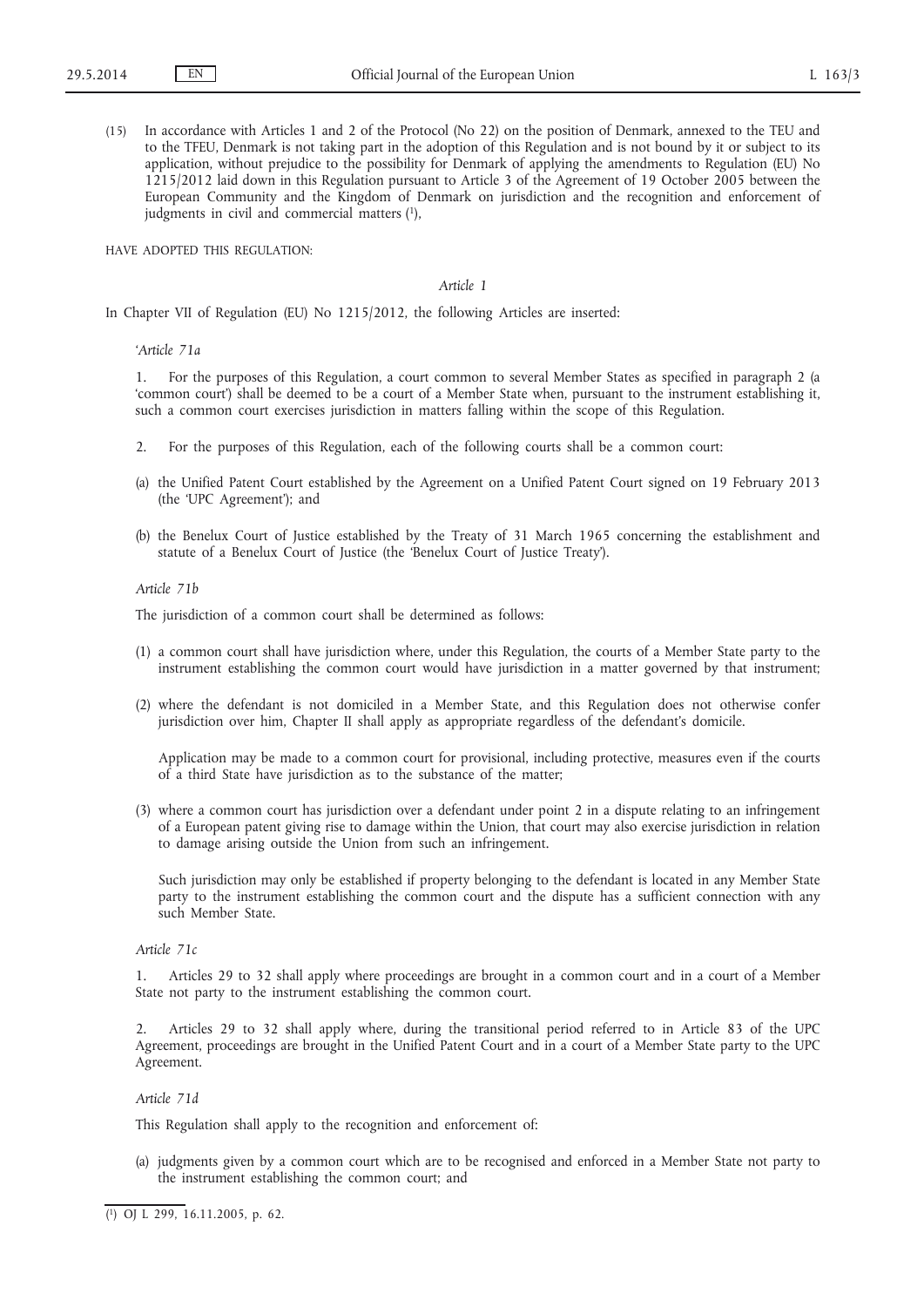(15) In accordance with Articles 1 and 2 of the Protocol (No 22) on the position of Denmark, annexed to the TEU and to the TFEU, Denmark is not taking part in the adoption of this Regulation and is not bound by it or subject to its application, without prejudice to the possibility for Denmark of applying the amendments to Regulation (EU) No 1215/2012 laid down in this Regulation pursuant to Article 3 of the Agreement of 19 October 2005 between the European Community and the Kingdom of Denmark on jurisdiction and the recognition and enforcement of judgments in civil and commercial matters [1],

HAVE ADOPTED THIS REGULATION:

*Article 1*

In Chapter VII of Regulation (EU) No 1215/2012, the following Articles are inserted:

'*Article 71a*

1. For the purposes of this Regulation, a court common to several Member States as specified in paragraph 2 (a 'common court') shall be deemed to be a court of a Member State when, pursuant to the instrument establishing it, such a common court exercises jurisdiction in matters falling within the scope of this Regulation.

2. For the purposes of this Regulation, each of the following courts shall be a common court:

(a) the Unified Patent Court established by the Agreement on a Unified Patent Court signed on 19 February 2013 (the 'UPC Agreement'); and

(b) the Benelux Court of Justice established by the Treaty of 31 March 1965 concerning the establishment and statute of a Benelux Court of Justice (the 'Benelux Court of Justice Treaty').

*Article 71b*

The jurisdiction of a common court shall be determined as follows:

(1) a common court shall have jurisdiction where, under this Regulation, the courts of a Member State party to the instrument establishing the common court would have jurisdiction in a matter governed by that instrument;

(2) where the defendant is not domiciled in a Member State, and this Regulation does not otherwise confer jurisdiction over him, Chapter II shall apply as appropriate regardless of the defendant's domicile.

Application may be made to a common court for provisional, including protective, measures even if the courts of a third State have jurisdiction as to the substance of the matter;

(3) where a common court has jurisdiction over a defendant under point 2 in a dispute relating to an infringement of a European patent giving rise to damage within the Union, that court may also exercise jurisdiction in relation to damage arising outside the Union from such an infringement.

Such jurisdiction may only be established if property belonging to the defendant is located in any Member State party to the instrument establishing the common court and the dispute has a sufficient connection with any such Member State.

*Article 71c*

1. Articles 29 to 32 shall apply where proceedings are brought in a common court and in a court of a Member State not party to the instrument establishing the common court.

2. Articles 29 to 32 shall apply where, during the transitional period referred to in Article 83 of the UPC Agreement, proceedings are brought in the Unified Patent Court and in a court of a Member State party to the UPC Agreement.

*Article 71d*

This Regulation shall apply to the recognition and enforcement of:

(a) judgments given by a common court which are to be recognised and enforced in a Member State not party to the instrument establishing the common court; and

---

[1] OJ L 299, 16.11.2005, p. 62.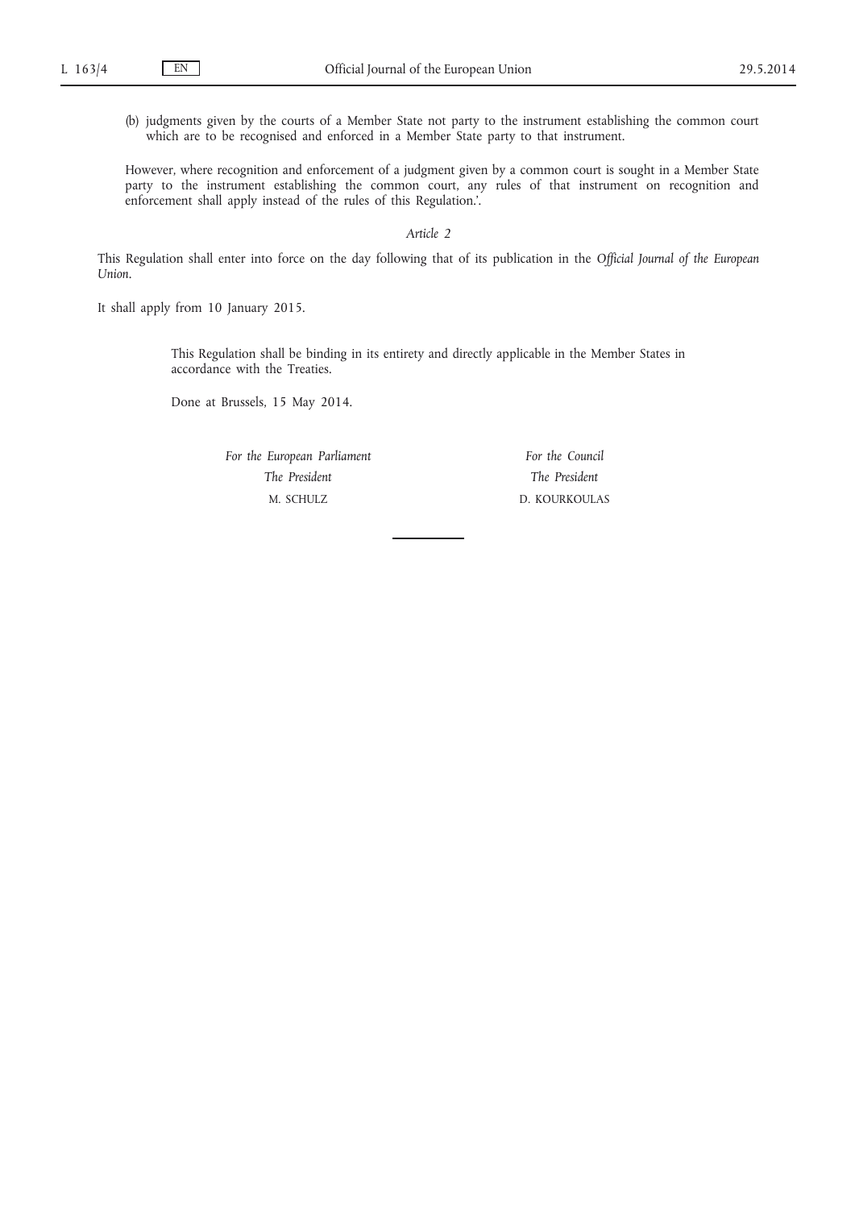(b) judgments given by the courts of a Member State not party to the instrument establishing the common court which are to be recognised and enforced in a Member State party to that instrument.

However, where recognition and enforcement of a judgment given by a common court is sought in a Member State party to the instrument establishing the common court, any rules of that instrument on recognition and enforcement shall apply instead of the rules of this Regulation.'.

*Article 2*

This Regulation shall enter into force on the day following that of its publication in the *Official Journal of the European Union*.

It shall apply from 10 January 2015.

This Regulation shall be binding in its entirety and directly applicable in the Member States in accordance with the Treaties.

Done at Brussels, 15 May 2014.

| | |
|---|---|
| *For the European Parliament* | *For the Council* |
| *The President* | *The President* |
| M. SCHULZ | D. KOURKOULAS |